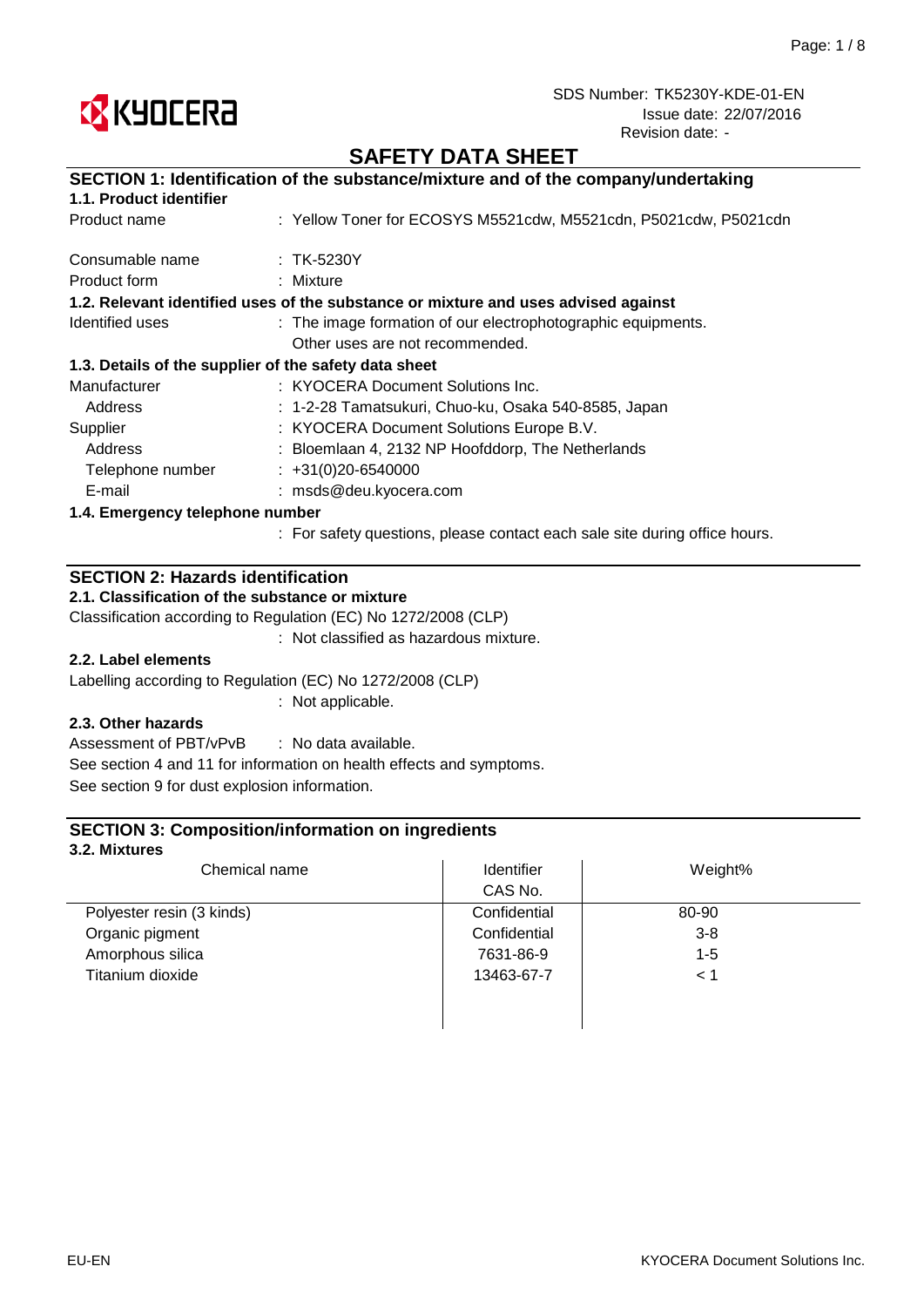KYOCERA

SDS Number: TK5230Y-KDE-01-EN
Issue date: 22/07/2016
Revision date: -

# SAFETY DATA SHEET

## SECTION 1: Identification of the substance/mixture and of the company/undertaking

### 1.1. Product identifier

Product name : Yellow Toner for ECOSYS M5521cdw, M5521cdn, P5021cdw, P5021cdn

Consumable name : TK-5230Y

Product form : Mixture

### 1.2. Relevant identified uses of the substance or mixture and uses advised against

Identified uses : The image formation of our electrophotographic equipments.
Other uses are not recommended.

### 1.3. Details of the supplier of the safety data sheet

Manufacturer : KYOCERA Document Solutions Inc.
Address : 1-2-28 Tamatsukuri, Chuo-ku, Osaka 540-8585, Japan
Supplier : KYOCERA Document Solutions Europe B.V.
Address : Bloemlaan 4, 2132 NP Hoofddorp, The Netherlands
Telephone number : +31(0)20-6540000
E-mail : msds@deu.kyocera.com

### 1.4. Emergency telephone number

: For safety questions, please contact each sale site during office hours.

## SECTION 2: Hazards identification

### 2.1. Classification of the substance or mixture

Classification according to Regulation (EC) No 1272/2008 (CLP)
: Not classified as hazardous mixture.

### 2.2. Label elements

Labelling according to Regulation (EC) No 1272/2008 (CLP)
: Not applicable.

### 2.3. Other hazards

Assessment of PBT/vPvB : No data available.

See section 4 and 11 for information on health effects and symptoms.

See section 9 for dust explosion information.

## SECTION 3: Composition/information on ingredients

### 3.2. Mixtures

| Chemical name | Identifier CAS No. | Weight% |
|---|---|---|
| Polyester resin (3 kinds) | Confidential | 80-90 |
| Organic pigment | Confidential | 3-8 |
| Amorphous silica | 7631-86-9 | 1-5 |
| Titanium dioxide | 13463-67-7 | < 1 |

EU-EN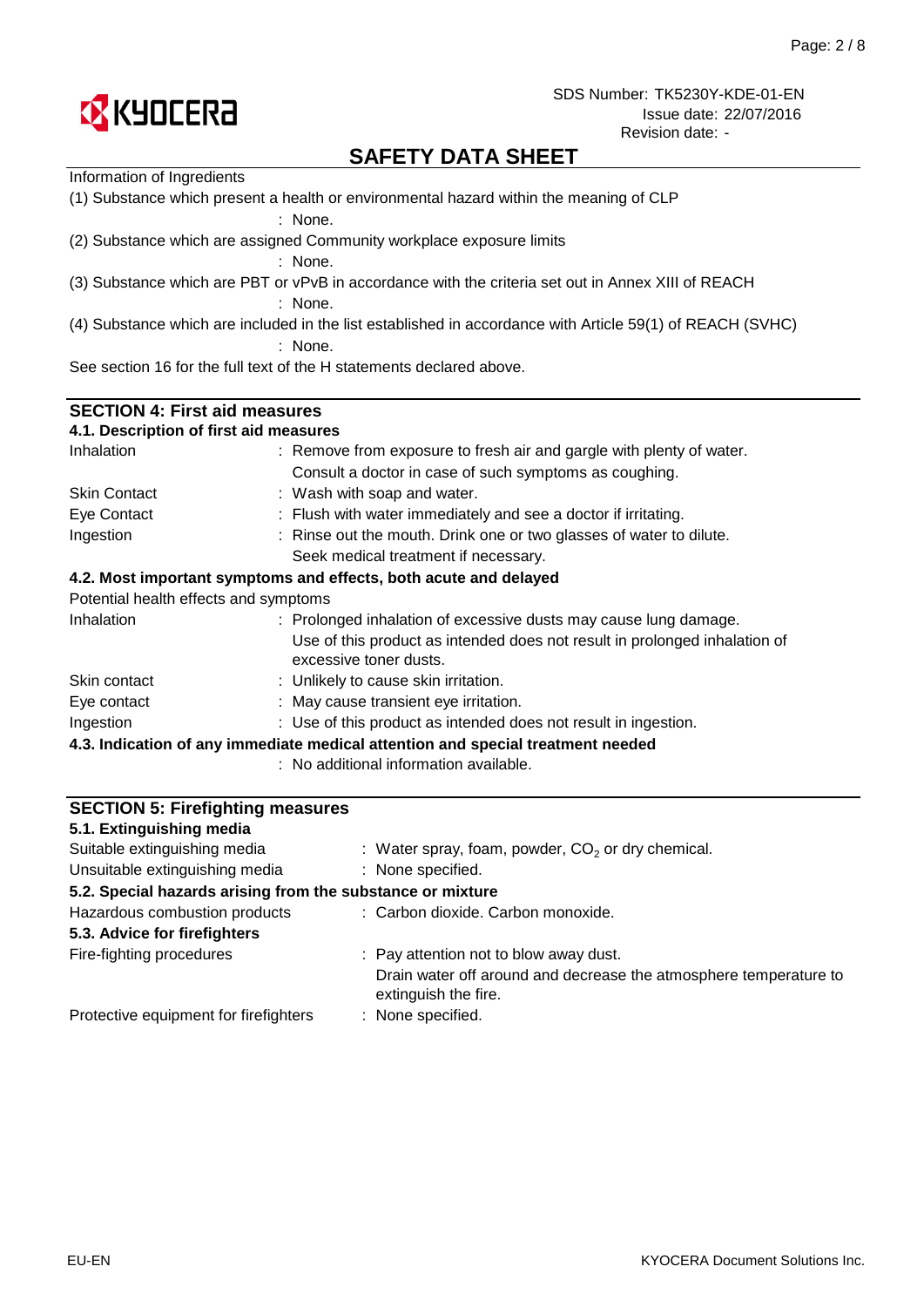Information of Ingredients

(1) Substance which present a health or environmental hazard within the meaning of CLP

: None.

(2) Substance which are assigned Community workplace exposure limits

: None.

(3) Substance which are PBT or vPvB in accordance with the criteria set out in Annex XIII of REACH

: None.

(4) Substance which are included in the list established in accordance with Article 59(1) of REACH (SVHC)

: None.

See section 16 for the full text of the H statements declared above.

## SECTION 4: First aid measures

### 4.1. Description of first aid measures

| | |
|---|---|
| Inhalation | : Remove from exposure to fresh air and gargle with plenty of water. Consult a doctor in case of such symptoms as coughing. |
| Skin Contact | : Wash with soap and water. |
| Eye Contact | : Flush with water immediately and see a doctor if irritating. |
| Ingestion | : Rinse out the mouth. Drink one or two glasses of water to dilute. Seek medical treatment if necessary. |

### 4.2. Most important symptoms and effects, both acute and delayed

Potential health effects and symptoms

| | |
|---|---|
| Inhalation | : Prolonged inhalation of excessive dusts may cause lung damage. Use of this product as intended does not result in prolonged inhalation of excessive toner dusts. |
| Skin contact | : Unlikely to cause skin irritation. |
| Eye contact | : May cause transient eye irritation. |
| Ingestion | : Use of this product as intended does not result in ingestion. |

### 4.3. Indication of any immediate medical attention and special treatment needed

: No additional information available.

## SECTION 5: Firefighting measures

### 5.1. Extinguishing media

| | |
|---|---|
| Suitable extinguishing media | : Water spray, foam, powder, $CO_2$ or dry chemical. |
| Unsuitable extinguishing media | : None specified. |

### 5.2. Special hazards arising from the substance or mixture

| | |
|---|---|
| Hazardous combustion products | : Carbon dioxide. Carbon monoxide. |

### 5.3. Advice for firefighters

| | |
|---|---|
| Fire-fighting procedures | : Pay attention not to blow away dust. Drain water off around and decrease the atmosphere temperature to extinguish the fire. |
| Protective equipment for firefighters | : None specified. |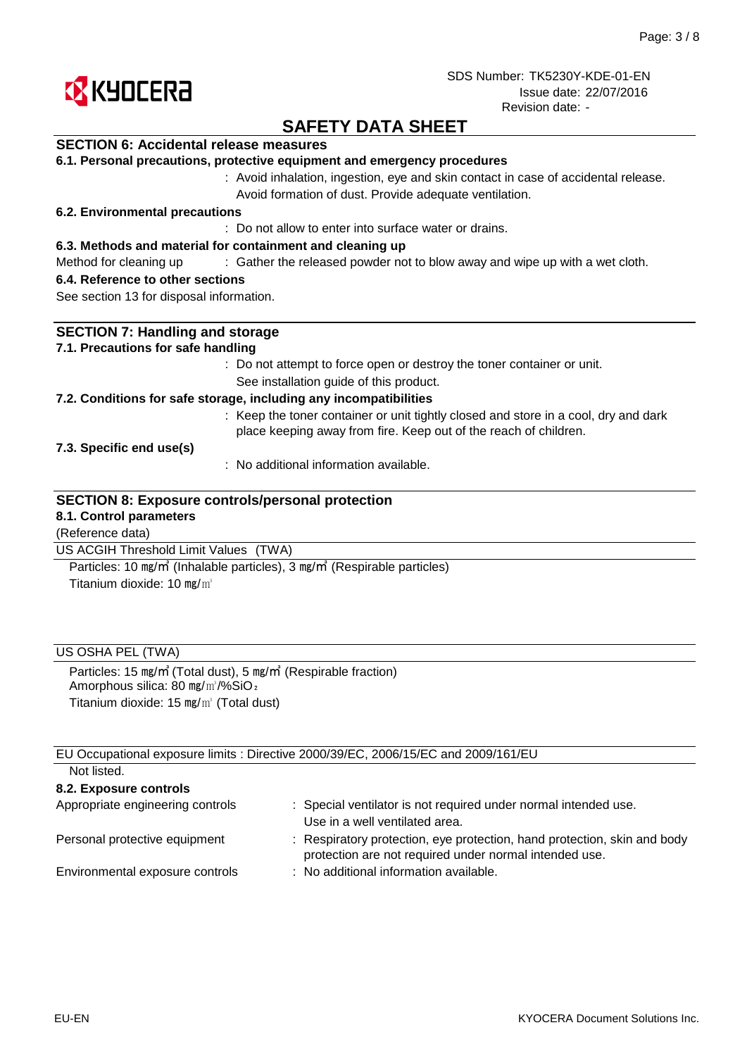SDS Number: TK5230Y-KDE-01-EN
Issue date: 22/07/2016
Revision date: -

# SAFETY DATA SHEET

## SECTION 6: Accidental release measures

### 6.1. Personal precautions, protective equipment and emergency procedures

: Avoid inhalation, ingestion, eye and skin contact in case of accidental release. Avoid formation of dust. Provide adequate ventilation.

### 6.2. Environmental precautions

: Do not allow to enter into surface water or drains.

### 6.3. Methods and material for containment and cleaning up

Method for cleaning up : Gather the released powder not to blow away and wipe up with a wet cloth.

### 6.4. Reference to other sections

See section 13 for disposal information.

## SECTION 7: Handling and storage

### 7.1. Precautions for safe handling

: Do not attempt to force open or destroy the toner container or unit. See installation guide of this product.

### 7.2. Conditions for safe storage, including any incompatibilities

: Keep the toner container or unit tightly closed and store in a cool, dry and dark place keeping away from fire. Keep out of the reach of children.

### 7.3. Specific end use(s)

: No additional information available.

## SECTION 8: Exposure controls/personal protection

### 8.1. Control parameters

(Reference data)

US ACGIH Threshold Limit Values (TWA)

Particles: 10 mg/m³ (Inhalable particles), 3 mg/m³ (Respirable particles)
Titanium dioxide: 10 mg/m³

US OSHA PEL (TWA)

Particles: 15 mg/m³ (Total dust), 5 mg/m³ (Respirable fraction)
Amorphous silica: 80 mg/m³/%$SiO_2$
Titanium dioxide: 15 mg/m³ (Total dust)

EU Occupational exposure limits : Directive 2000/39/EC, 2006/15/EC and 2009/161/EU

Not listed.

### 8.2. Exposure controls

Appropriate engineering controls : Special ventilator is not required under normal intended use. Use in a well ventilated area.

Personal protective equipment : Respiratory protection, eye protection, hand protection, skin and body protection are not required under normal intended use.

Environmental exposure controls : No additional information available.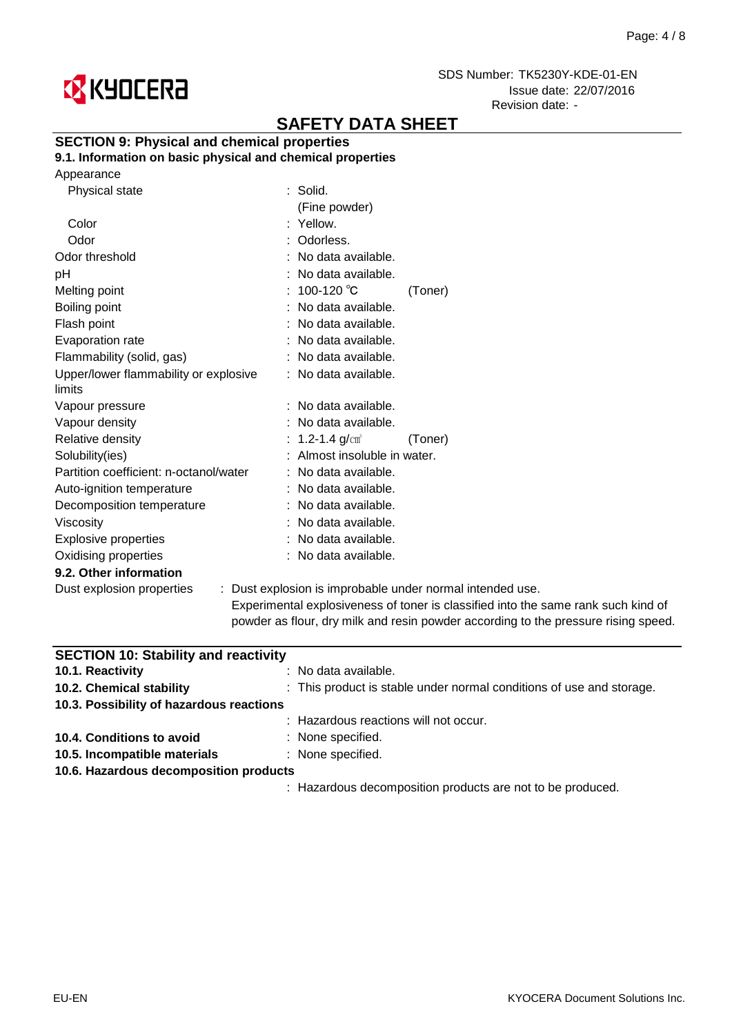# SAFETY DATA SHEET

## SECTION 9: Physical and chemical properties

### 9.1. Information on basic physical and chemical properties

Appearance

| Property | Value | |
|---|---|---|
| Physical state | : Solid. (Fine powder) | |
| Color | : Yellow. | |
| Odor | : Odorless. | |
| Odor threshold | : No data available. | |
| pH | : No data available. | |
| Melting point | : 100-120 ℃ | (Toner) |
| Boiling point | : No data available. | |
| Flash point | : No data available. | |
| Evaporation rate | : No data available. | |
| Flammability (solid, gas) | : No data available. | |
| Upper/lower flammability or explosive limits | : No data available. | |
| Vapour pressure | : No data available. | |
| Vapour density | : No data available. | |
| Relative density | : 1.2-1.4 g/㎤ | (Toner) |
| Solubility(ies) | : Almost insoluble in water. | |
| Partition coefficient: n-octanol/water | : No data available. | |
| Auto-ignition temperature | : No data available. | |
| Decomposition temperature | : No data available. | |
| Viscosity | : No data available. | |
| Explosive properties | : No data available. | |
| Oxidising properties | : No data available. | |

### 9.2. Other information

Dust explosion properties : Dust explosion is improbable under normal intended use. Experimental explosiveness of toner is classified into the same rank such kind of powder as flour, dry milk and resin powder according to the pressure rising speed.

## SECTION 10: Stability and reactivity

**10.1. Reactivity** : No data available.

**10.2. Chemical stability** : This product is stable under normal conditions of use and storage.

**10.3. Possibility of hazardous reactions**

: Hazardous reactions will not occur.

**10.4. Conditions to avoid** : None specified.

**10.5. Incompatible materials** : None specified.

**10.6. Hazardous decomposition products**

: Hazardous decomposition products are not to be produced.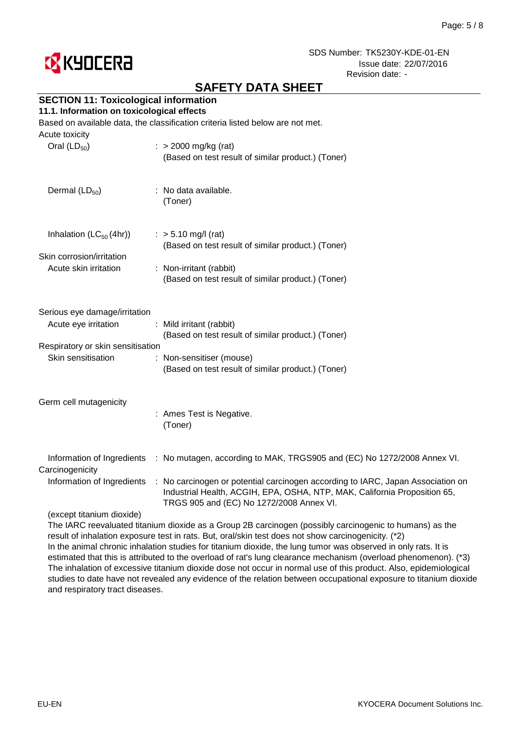## SECTION 11: Toxicological information

### 11.1. Information on toxicological effects

Based on available data, the classification criteria listed below are not met.

Acute toxicity

| | |
|---|---|
| Oral ($LD_{50}$) | : > 2000 mg/kg (rat)<br>(Based on test result of similar product.) (Toner) |
| Dermal ($LD_{50}$) | : No data available.<br>(Toner) |
| Inhalation ($LC_{50}$ (4hr)) | : > 5.10 mg/l (rat)<br>(Based on test result of similar product.) (Toner) |

Skin corrosion/irritation

| | |
|---|---|
| Acute skin irritation | : Non-irritant (rabbit)<br>(Based on test result of similar product.) (Toner) |

Serious eye damage/irritation

| | |
|---|---|
| Acute eye irritation | : Mild irritant (rabbit)<br>(Based on test result of similar product.) (Toner) |

Respiratory or skin sensitisation

| | |
|---|---|
| Skin sensitisation | : Non-sensitiser (mouse)<br>(Based on test result of similar product.) (Toner) |

Germ cell mutagenicity

| | |
|---|---|
| | : Ames Test is Negative.<br>(Toner) |
| Information of Ingredients | : No mutagen, according to MAK, TRGS905 and (EC) No 1272/2008 Annex VI. |

Carcinogenicity

| | |
|---|---|
| Information of Ingredients | : No carcinogen or potential carcinogen according to IARC, Japan Association on Industrial Health, ACGIH, EPA, OSHA, NTP, MAK, California Proposition 65, TRGS 905 and (EC) No 1272/2008 Annex VI. |

(except titanium dioxide)

The IARC reevaluated titanium dioxide as a Group 2B carcinogen (possibly carcinogenic to humans) as the result of inhalation exposure test in rats. But, oral/skin test does not show carcinogenicity. (*2)
In the animal chronic inhalation studies for titanium dioxide, the lung tumor was observed in only rats. It is estimated that this is attributed to the overload of rat's lung clearance mechanism (overload phenomenon). (*3)
The inhalation of excessive titanium dioxide dose not occur in normal use of this product. Also, epidemiological studies to date have not revealed any evidence of the relation between occupational exposure to titanium dioxide and respiratory tract diseases.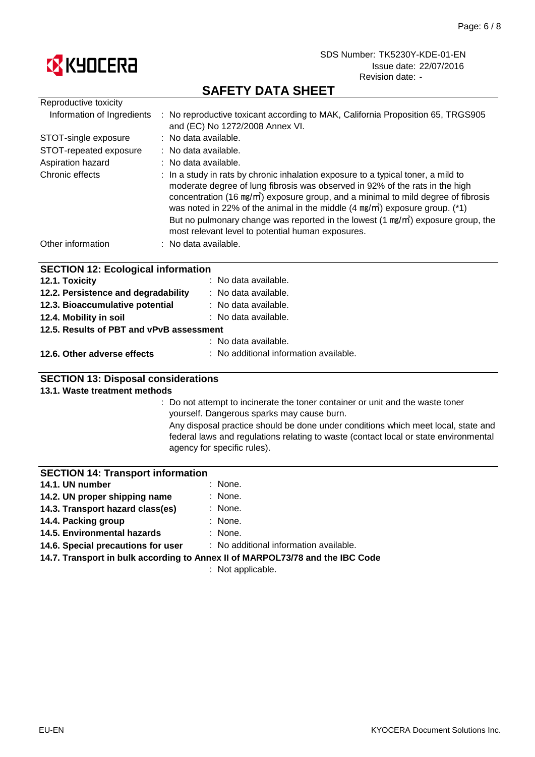## SAFETY DATA SHEET

| | |
|---|---|
| Reproductive toxicity | |
| Information of Ingredients | : No reproductive toxicant according to MAK, California Proposition 65, TRGS905 and (EC) No 1272/2008 Annex VI. |
| STOT-single exposure | : No data available. |
| STOT-repeated exposure | : No data available. |
| Aspiration hazard | : No data available. |
| Chronic effects | : In a study in rats by chronic inhalation exposure to a typical toner, a mild to moderate degree of lung fibrosis was observed in 92% of the rats in the high concentration (16 ㎎/㎥) exposure group, and a minimal to mild degree of fibrosis was noted in 22% of the animal in the middle (4 ㎎/㎥) exposure group. (*1) But no pulmonary change was reported in the lowest (1 ㎎/㎥) exposure group, the most relevant level to potential human exposures. |
| Other information | : No data available. |

### SECTION 12: Ecological information

| | |
|---|---|
| **12.1. Toxicity** | : No data available. |
| **12.2. Persistence and degradability** | : No data available. |
| **12.3. Bioaccumulative potential** | : No data available. |
| **12.4. Mobility in soil** | : No data available. |
| **12.5. Results of PBT and vPvB assessment** | : No data available. |
| **12.6. Other adverse effects** | : No additional information available. |

### SECTION 13: Disposal considerations

**13.1. Waste treatment methods**

: Do not attempt to incinerate the toner container or unit and the waste toner yourself. Dangerous sparks may cause burn.
Any disposal practice should be done under conditions which meet local, state and federal laws and regulations relating to waste (contact local or state environmental agency for specific rules).

### SECTION 14: Transport information

| | |
|---|---|
| **14.1. UN number** | : None. |
| **14.2. UN proper shipping name** | : None. |
| **14.3. Transport hazard class(es)** | : None. |
| **14.4. Packing group** | : None. |
| **14.5. Environmental hazards** | : None. |
| **14.6. Special precautions for user** | : No additional information available. |
| **14.7. Transport in bulk according to Annex II of MARPOL73/78 and the IBC Code** | : Not applicable. |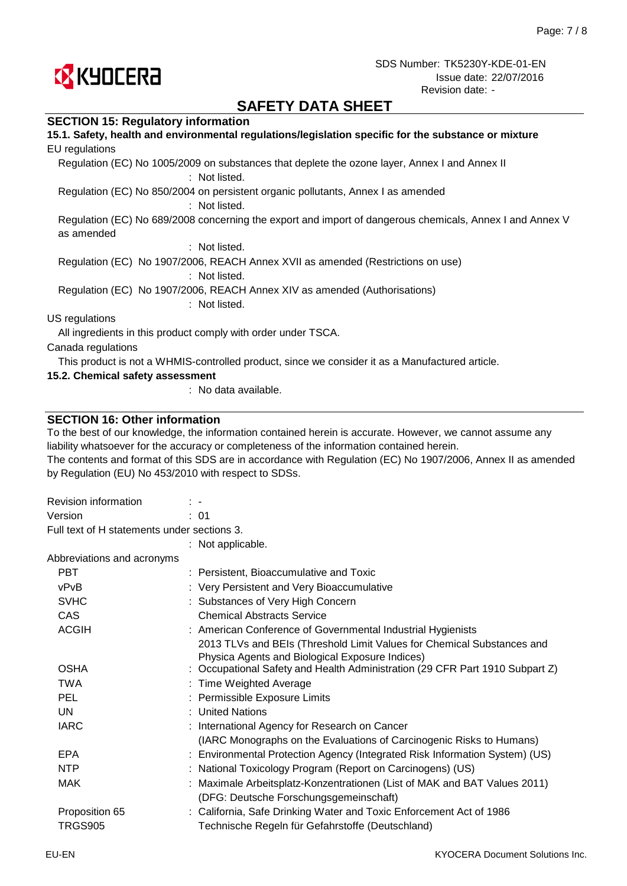## SECTION 15: Regulatory information

### 15.1. Safety, health and environmental regulations/legislation specific for the substance or mixture

EU regulations

Regulation (EC) No 1005/2009 on substances that deplete the ozone layer, Annex I and Annex II
: Not listed.

Regulation (EC) No 850/2004 on persistent organic pollutants, Annex I as amended
: Not listed.

Regulation (EC) No 689/2008 concerning the export and import of dangerous chemicals, Annex I and Annex V as amended
: Not listed.

Regulation (EC) No 1907/2006, REACH Annex XVII as amended (Restrictions on use)
: Not listed.

Regulation (EC) No 1907/2006, REACH Annex XIV as amended (Authorisations)
: Not listed.

US regulations

All ingredients in this product comply with order under TSCA.

Canada regulations

This product is not a WHMIS-controlled product, since we consider it as a Manufactured article.

### 15.2. Chemical safety assessment

: No data available.

## SECTION 16: Other information

To the best of our knowledge, the information contained herein is accurate. However, we cannot assume any liability whatsoever for the accuracy or completeness of the information contained herein.
The contents and format of this SDS are in accordance with Regulation (EC) No 1907/2006, Annex II as amended by Regulation (EU) No 453/2010 with respect to SDSs.

Revision information : -

Version : 01

Full text of H statements under sections 3.
: Not applicable.

Abbreviations and acronyms

| | |
|---|---|
| PBT | : Persistent, Bioaccumulative and Toxic |
| vPvB | : Very Persistent and Very Bioaccumulative |
| SVHC | : Substances of Very High Concern |
| CAS | Chemical Abstracts Service |
| ACGIH | : American Conference of Governmental Industrial Hygienists 2013 TLVs and BEIs (Threshold Limit Values for Chemical Substances and Physica Agents and Biological Exposure Indices) |
| OSHA | : Occupational Safety and Health Administration (29 CFR Part 1910 Subpart Z) |
| TWA | : Time Weighted Average |
| PEL | : Permissible Exposure Limits |
| UN | : United Nations |
| IARC | : International Agency for Research on Cancer (IARC Monographs on the Evaluations of Carcinogenic Risks to Humans) |
| EPA | : Environmental Protection Agency (Integrated Risk Information System) (US) |
| NTP | : National Toxicology Program (Report on Carcinogens) (US) |
| MAK | : Maximale Arbeitsplatz-Konzentrationen (List of MAK and BAT Values 2011) (DFG: Deutsche Forschungsgemeinschaft) |
| Proposition 65 | : California, Safe Drinking Water and Toxic Enforcement Act of 1986 |
| TRGS905 | Technische Regeln für Gefahrstoffe (Deutschland) |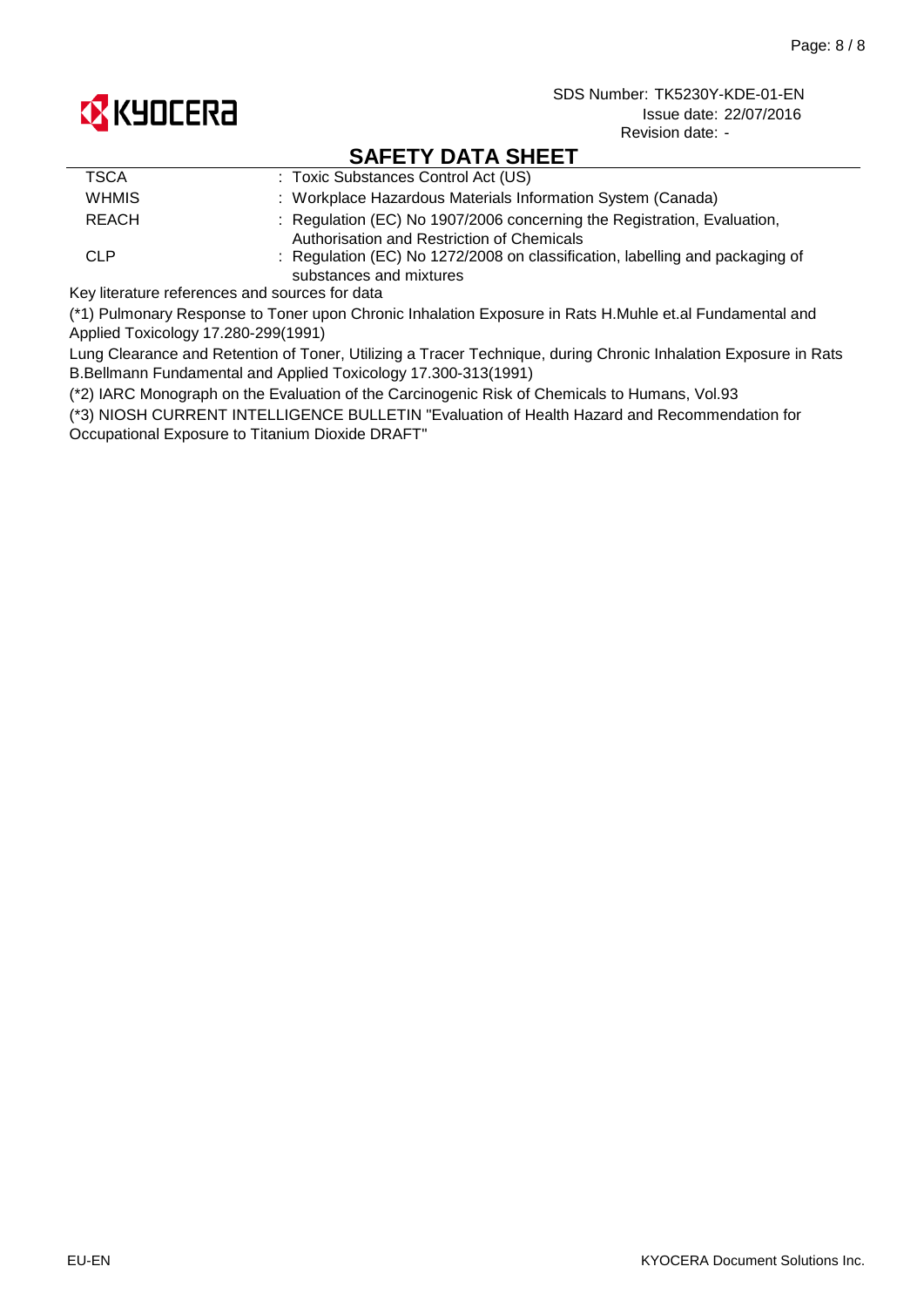| | |
|---|---|
| TSCA | : Toxic Substances Control Act (US) |
| WHMIS | : Workplace Hazardous Materials Information System (Canada) |
| REACH | : Regulation (EC) No 1907/2006 concerning the Registration, Evaluation, Authorisation and Restriction of Chemicals |
| CLP | : Regulation (EC) No 1272/2008 on classification, labelling and packaging of substances and mixtures |

Key literature references and sources for data

(*1) Pulmonary Response to Toner upon Chronic Inhalation Exposure in Rats H.Muhle et.al Fundamental and Applied Toxicology 17.280-299(1991)

Lung Clearance and Retention of Toner, Utilizing a Tracer Technique, during Chronic Inhalation Exposure in Rats B.Bellmann Fundamental and Applied Toxicology 17.300-313(1991)

(*2) IARC Monograph on the Evaluation of the Carcinogenic Risk of Chemicals to Humans, Vol.93

(*3) NIOSH CURRENT INTELLIGENCE BULLETIN "Evaluation of Health Hazard and Recommendation for Occupational Exposure to Titanium Dioxide DRAFT"